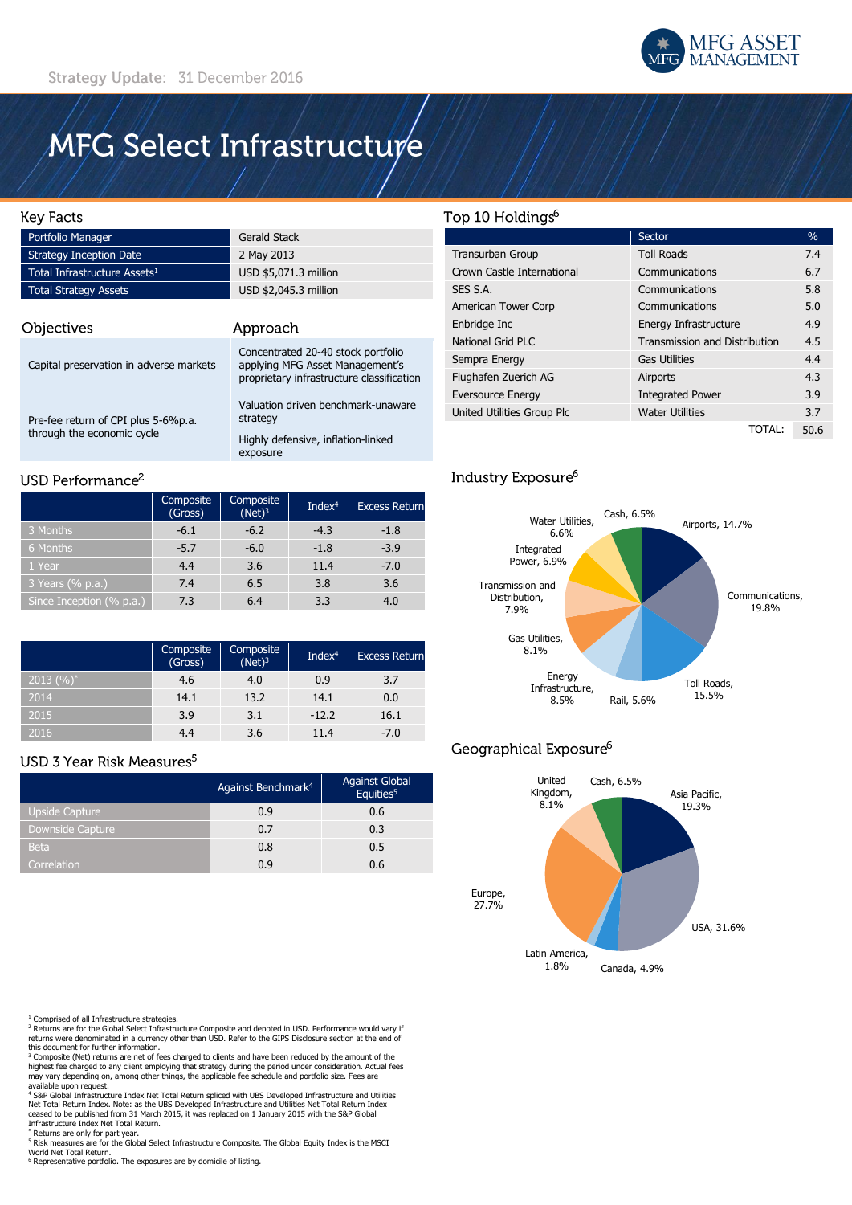Strategy Update: 31 December 2016

MFG ASSET MANAGEMENT

# MFG Select Infrastructure

## Key Facts

| | |
|---|---|
| Portfolio Manager | Gerald Stack |
| Strategy Inception Date | 2 May 2013 |
| Total Infrastructure Assets[1] | USD $5,071.3 million |
| Total Strategy Assets | USD $2,045.3 million |

| Objectives | Approach |
|---|---|
| Capital preservation in adverse markets | Concentrated 20-40 stock portfolio applying MFG Asset Management's proprietary infrastructure classification |
| Pre-fee return of CPI plus 5-6%p.a. through the economic cycle | Valuation driven benchmark-unaware strategy<br>Highly defensive, inflation-linked exposure |

## USD Performance[2]

| | Composite (Gross) | Composite (Net)[3] | Index[4] | Excess Return |
|---|---|---|---|---|
| 3 Months | -6.1 | -6.2 | -4.3 | -1.8 |
| 6 Months | -5.7 | -6.0 | -1.8 | -3.9 |
| 1 Year | 4.4 | 3.6 | 11.4 | -7.0 |
| 3 Years (% p.a.) | 7.4 | 6.5 | 3.8 | 3.6 |
| Since Inception (% p.a.) | 7.3 | 6.4 | 3.3 | 4.0 |

| | Composite (Gross) | Composite (Net)[3] | Index[4] | Excess Return |
|---|---|---|---|---|
| 2013 (%)* | 4.6 | 4.0 | 0.9 | 3.7 |
| 2014 | 14.1 | 13.2 | 14.1 | 0.0 |
| 2015 | 3.9 | 3.1 | -12.2 | 16.1 |
| 2016 | 4.4 | 3.6 | 11.4 | -7.0 |

## USD 3 Year Risk Measures[5]

| | Against Benchmark[4] | Against Global Equities[5] |
|---|---|---|
| Upside Capture | 0.9 | 0.6 |
| Downside Capture | 0.7 | 0.3 |
| Beta | 0.8 | 0.5 |
| Correlation | 0.9 | 0.6 |

## Top 10 Holdings[6]

| | Sector | % |
|---|---|---|
| Transurban Group | Toll Roads | 7.4 |
| Crown Castle International | Communications | 6.7 |
| SES S.A. | Communications | 5.8 |
| American Tower Corp | Communications | 5.0 |
| Enbridge Inc | Energy Infrastructure | 4.9 |
| National Grid PLC | Transmission and Distribution | 4.5 |
| Sempra Energy | Gas Utilities | 4.4 |
| Flughafen Zuerich AG | Airports | 4.3 |
| Eversource Energy | Integrated Power | 3.9 |
| United Utilities Group Plc | Water Utilities | 3.7 |
| | TOTAL: | 50.6 |

## Industry Exposure[6]

Airports, 14.7%; Communications, 19.8%; Toll Roads, 15.5%; Rail, 5.6%; Energy Infrastructure, 8.5%; Gas Utilities, 8.1%; Transmission and Distribution, 7.9%; Integrated Power, 6.9%; Water Utilities, 6.6%; Cash, 6.5%

## Geographical Exposure[6]

Asia Pacific, 19.3%; USA, 31.6%; Canada, 4.9%; Latin America, 1.8%; Europe, 27.7%; United Kingdom, 8.1%; Cash, 6.5%

[1] Comprised of all Infrastructure strategies.
[2] Returns are for the Global Select Infrastructure Composite and denoted in USD. Performance would vary if returns were denominated in a currency other than USD. Refer to the GIPS Disclosure section at the end of this document for further information.
[3] Composite (Net) returns are net of fees charged to clients and have been reduced by the amount of the highest fee charged to any client employing that strategy during the period under consideration. Actual fees may vary depending on, among other things, the applicable fee schedule and portfolio size. Fees are available upon request.
[4] S&P Global Infrastructure Index Net Total Return spliced with UBS Developed Infrastructure and Utilities Net Total Return Index. Note: as the UBS Developed Infrastructure and Utilities Net Total Return Index ceased to be published from 31 March 2015, it was replaced on 1 January 2015 with the S&P Global Infrastructure Index Net Total Return.
* Returns are only for part year.
[5] Risk measures are for the Global Select Infrastructure Composite. The Global Equity Index is the MSCI World Net Total Return.
[6] Representative portfolio. The exposures are by domicile of listing.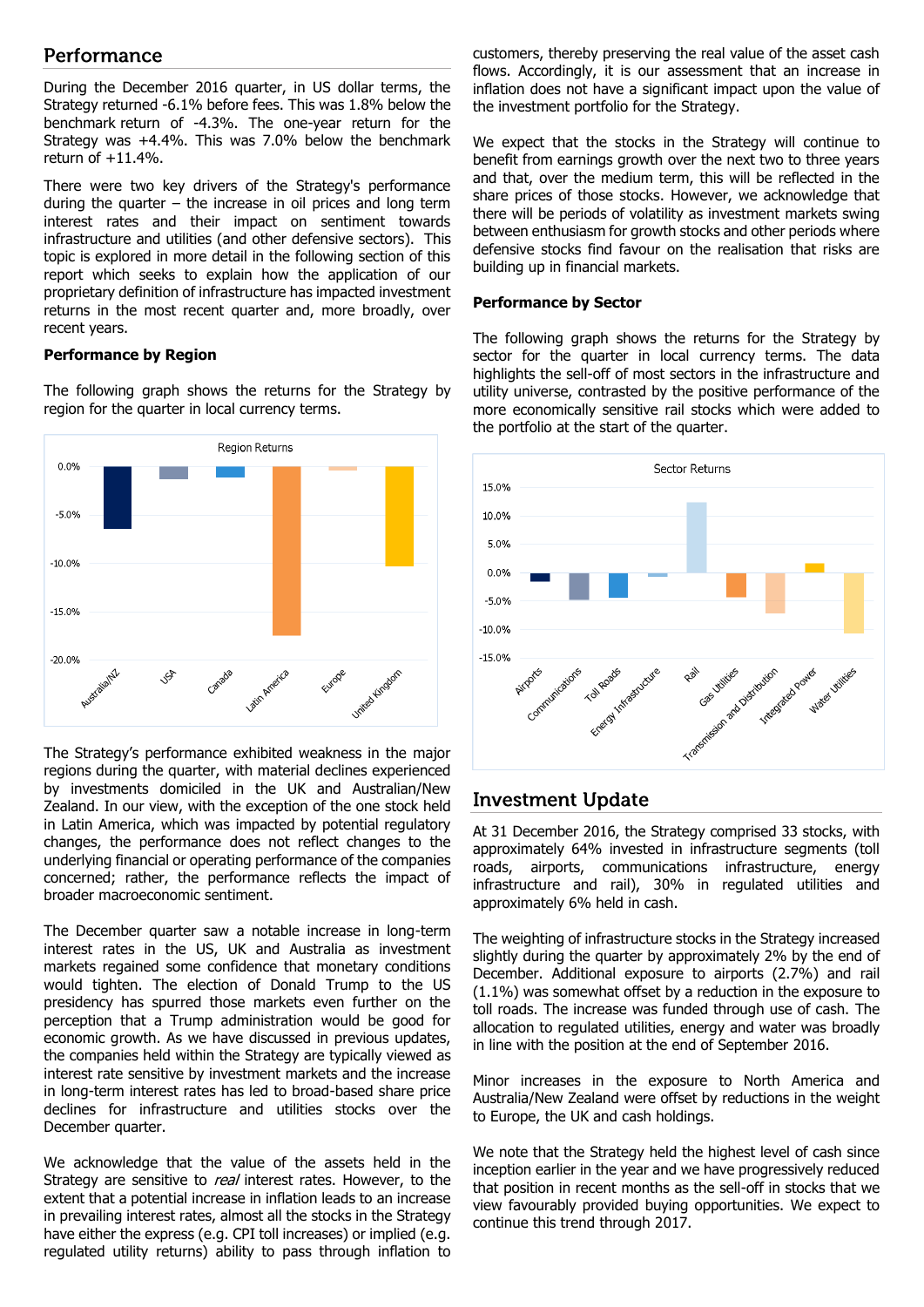## Performance

During the December 2016 quarter, in US dollar terms, the Strategy returned -6.1% before fees. This was 1.8% below the benchmark return of -4.3%. The one-year return for the Strategy was +4.4%. This was 7.0% below the benchmark return of +11.4%.

There were two key drivers of the Strategy's performance during the quarter – the increase in oil prices and long term interest rates and their impact on sentiment towards infrastructure and utilities (and other defensive sectors). This topic is explored in more detail in the following section of this report which seeks to explain how the application of our proprietary definition of infrastructure has impacted investment returns in the most recent quarter and, more broadly, over recent years.

**Performance by Region**

The following graph shows the returns for the Strategy by region for the quarter in local currency terms.

Region Returns

The Strategy's performance exhibited weakness in the major regions during the quarter, with material declines experienced by investments domiciled in the UK and Australian/New Zealand. In our view, with the exception of the one stock held in Latin America, which was impacted by potential regulatory changes, the performance does not reflect changes to the underlying financial or operating performance of the companies concerned; rather, the performance reflects the impact of broader macroeconomic sentiment.

The December quarter saw a notable increase in long-term interest rates in the US, UK and Australia as investment markets regained some confidence that monetary conditions would tighten. The election of Donald Trump to the US presidency has spurred those markets even further on the perception that a Trump administration would be good for economic growth. As we have discussed in previous updates, the companies held within the Strategy are typically viewed as interest rate sensitive by investment markets and the increase in long-term interest rates has led to broad-based share price declines for infrastructure and utilities stocks over the December quarter.

We acknowledge that the value of the assets held in the Strategy are sensitive to *real* interest rates. However, to the extent that a potential increase in inflation leads to an increase in prevailing interest rates, almost all the stocks in the Strategy have either the express (e.g. CPI toll increases) or implied (e.g. regulated utility returns) ability to pass through inflation to customers, thereby preserving the real value of the asset cash flows. Accordingly, it is our assessment that an increase in inflation does not have a significant impact upon the value of the investment portfolio for the Strategy.

We expect that the stocks in the Strategy will continue to benefit from earnings growth over the next two to three years and that, over the medium term, this will be reflected in the share prices of those stocks. However, we acknowledge that there will be periods of volatility as investment markets swing between enthusiasm for growth stocks and other periods where defensive stocks find favour on the realisation that risks are building up in financial markets.

**Performance by Sector**

The following graph shows the returns for the Strategy by sector for the quarter in local currency terms. The data highlights the sell-off of most sectors in the infrastructure and utility universe, contrasted by the positive performance of the more economically sensitive rail stocks which were added to the portfolio at the start of the quarter.

Sector Returns

## Investment Update

At 31 December 2016, the Strategy comprised 33 stocks, with approximately 64% invested in infrastructure segments (toll roads, airports, communications infrastructure, energy infrastructure and rail), 30% in regulated utilities and approximately 6% held in cash.

The weighting of infrastructure stocks in the Strategy increased slightly during the quarter by approximately 2% by the end of December. Additional exposure to airports (2.7%) and rail (1.1%) was somewhat offset by a reduction in the exposure to toll roads. The increase was funded through use of cash. The allocation to regulated utilities, energy and water was broadly in line with the position at the end of September 2016.

Minor increases in the exposure to North America and Australia/New Zealand were offset by reductions in the weight to Europe, the UK and cash holdings.

We note that the Strategy held the highest level of cash since inception earlier in the year and we have progressively reduced that position in recent months as the sell-off in stocks that we view favourably provided buying opportunities. We expect to continue this trend through 2017.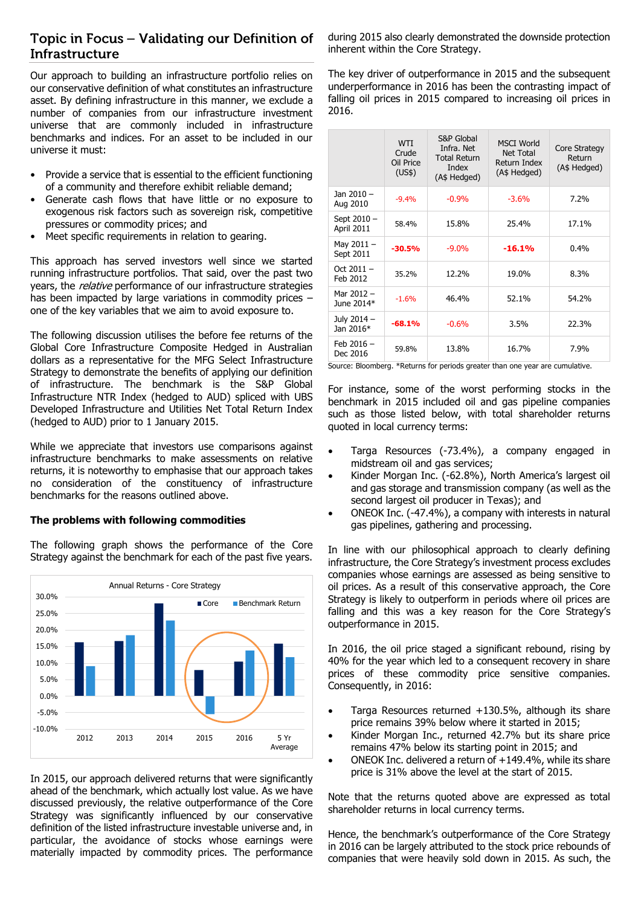## Topic in Focus – Validating our Definition of Infrastructure

Our approach to building an infrastructure portfolio relies on our conservative definition of what constitutes an infrastructure asset. By defining infrastructure in this manner, we exclude a number of companies from our infrastructure investment universe that are commonly included in infrastructure benchmarks and indices. For an asset to be included in our universe it must:

- Provide a service that is essential to the efficient functioning of a community and therefore exhibit reliable demand;
- Generate cash flows that have little or no exposure to exogenous risk factors such as sovereign risk, competitive pressures or commodity prices; and
- Meet specific requirements in relation to gearing.

This approach has served investors well since we started running infrastructure portfolios. That said, over the past two years, the *relative* performance of our infrastructure strategies has been impacted by large variations in commodity prices – one of the key variables that we aim to avoid exposure to.

The following discussion utilises the before fee returns of the Global Core Infrastructure Composite Hedged in Australian dollars as a representative for the MFG Select Infrastructure Strategy to demonstrate the benefits of applying our definition of infrastructure. The benchmark is the S&P Global Infrastructure NTR Index (hedged to AUD) spliced with UBS Developed Infrastructure and Utilities Net Total Return Index (hedged to AUD) prior to 1 January 2015.

While we appreciate that investors use comparisons against infrastructure benchmarks to make assessments on relative returns, it is noteworthy to emphasise that our approach takes no consideration of the constituency of infrastructure benchmarks for the reasons outlined above.

**The problems with following commodities**

The following graph shows the performance of the Core Strategy against the benchmark for each of the past five years.

Annual Returns - Core Strategy

| | Core | Benchmark Return |
|---|---|---|
| 2012 | ~16% | ~9% |
| 2013 | ~16.5% | ~18.5% |
| 2014 | ~28% | ~23% |
| 2015 | ~8% | ~-5% |
| 2016 | ~10.5% | ~14% |
| 5 Yr Average | ~16% | ~12% |

In 2015, our approach delivered returns that were significantly ahead of the benchmark, which actually lost value. As we have discussed previously, the relative outperformance of the Core Strategy was significantly influenced by our conservative definition of the listed infrastructure investable universe and, in particular, the avoidance of stocks whose earnings were materially impacted by commodity prices. The performance during 2015 also clearly demonstrated the downside protection inherent within the Core Strategy.

The key driver of outperformance in 2015 and the subsequent underperformance in 2016 has been the contrasting impact of falling oil prices in 2015 compared to increasing oil prices in 2016.

| | WTI Crude Oil Price (US$) | S&P Global Infra. Net Total Return Index (A$ Hedged) | MSCI World Net Total Return Index (A$ Hedged) | Core Strategy Return (A$ Hedged) |
|---|---|---|---|---|
| Jan 2010 – Aug 2010 | -9.4% | -0.9% | -3.6% | 7.2% |
| Sept 2010 – April 2011 | 58.4% | 15.8% | 25.4% | 17.1% |
| May 2011 – Sept 2011 | **-30.5%** | -9.0% | **-16.1%** | 0.4% |
| Oct 2011 – Feb 2012 | 35.2% | 12.2% | 19.0% | 8.3% |
| Mar 2012 – June 2014* | -1.6% | 46.4% | 52.1% | 54.2% |
| July 2014 – Jan 2016* | **-68.1%** | -0.6% | 3.5% | 22.3% |
| Feb 2016 – Dec 2016 | 59.8% | 13.8% | 16.7% | 7.9% |

Source: Bloomberg. *Returns for periods greater than one year are cumulative.

For instance, some of the worst performing stocks in the benchmark in 2015 included oil and gas pipeline companies such as those listed below, with total shareholder returns quoted in local currency terms:

- Targa Resources (-73.4%), a company engaged in midstream oil and gas services;
- Kinder Morgan Inc. (-62.8%), North America's largest oil and gas storage and transmission company (as well as the second largest oil producer in Texas); and
- ONEOK Inc. (-47.4%), a company with interests in natural gas pipelines, gathering and processing.

In line with our philosophical approach to clearly defining infrastructure, the Core Strategy's investment process excludes companies whose earnings are assessed as being sensitive to oil prices. As a result of this conservative approach, the Core Strategy is likely to outperform in periods where oil prices are falling and this was a key reason for the Core Strategy's outperformance in 2015.

In 2016, the oil price staged a significant rebound, rising by 40% for the year which led to a consequent recovery in share prices of these commodity price sensitive companies. Consequently, in 2016:

- Targa Resources returned +130.5%, although its share price remains 39% below where it started in 2015;
- Kinder Morgan Inc., returned 42.7% but its share price remains 47% below its starting point in 2015; and
- ONEOK Inc. delivered a return of +149.4%, while its share price is 31% above the level at the start of 2015.

Note that the returns quoted above are expressed as total shareholder returns in local currency terms.

Hence, the benchmark's outperformance of the Core Strategy in 2016 can be largely attributed to the stock price rebounds of companies that were heavily sold down in 2015. As such, the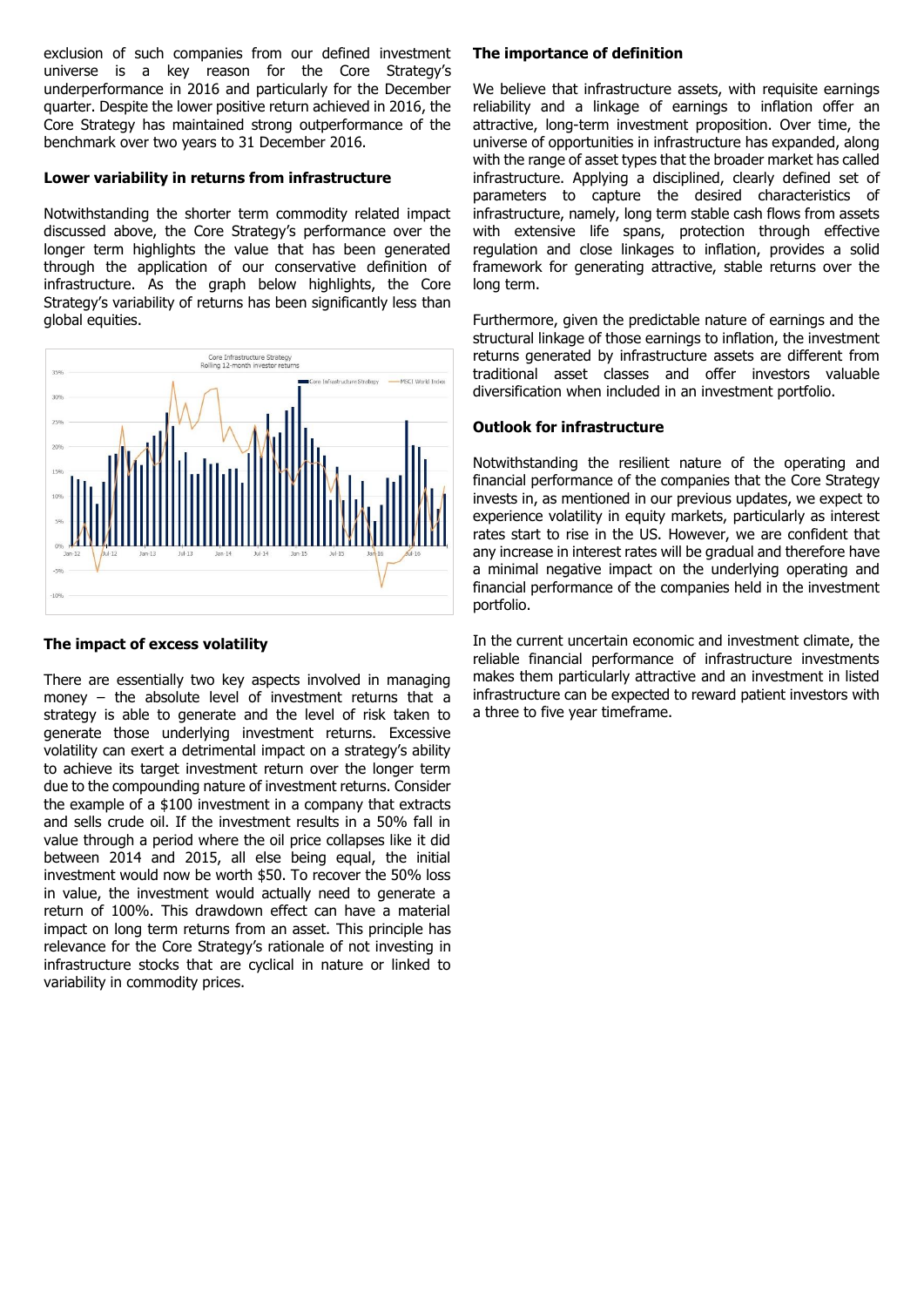exclusion of such companies from our defined investment universe is a key reason for the Core Strategy's underperformance in 2016 and particularly for the December quarter. Despite the lower positive return achieved in 2016, the Core Strategy has maintained strong outperformance of the benchmark over two years to 31 December 2016.

**Lower variability in returns from infrastructure**

Notwithstanding the shorter term commodity related impact discussed above, the Core Strategy's performance over the longer term highlights the value that has been generated through the application of our conservative definition of infrastructure. As the graph below highlights, the Core Strategy's variability of returns has been significantly less than global equities.

**The impact of excess volatility**

There are essentially two key aspects involved in managing money – the absolute level of investment returns that a strategy is able to generate and the level of risk taken to generate those underlying investment returns. Excessive volatility can exert a detrimental impact on a strategy's ability to achieve its target investment return over the longer term due to the compounding nature of investment returns. Consider the example of a $100 investment in a company that extracts and sells crude oil. If the investment results in a 50% fall in value through a period where the oil price collapses like it did between 2014 and 2015, all else being equal, the initial investment would now be worth $50. To recover the 50% loss in value, the investment would actually need to generate a return of 100%. This drawdown effect can have a material impact on long term returns from an asset. This principle has relevance for the Core Strategy's rationale of not investing in infrastructure stocks that are cyclical in nature or linked to variability in commodity prices.

**The importance of definition**

We believe that infrastructure assets, with requisite earnings reliability and a linkage of earnings to inflation offer an attractive, long-term investment proposition. Over time, the universe of opportunities in infrastructure has expanded, along with the range of asset types that the broader market has called infrastructure. Applying a disciplined, clearly defined set of parameters to capture the desired characteristics of infrastructure, namely, long term stable cash flows from assets with extensive life spans, protection through effective regulation and close linkages to inflation, provides a solid framework for generating attractive, stable returns over the long term.

Furthermore, given the predictable nature of earnings and the structural linkage of those earnings to inflation, the investment returns generated by infrastructure assets are different from traditional asset classes and offer investors valuable diversification when included in an investment portfolio.

**Outlook for infrastructure**

Notwithstanding the resilient nature of the operating and financial performance of the companies that the Core Strategy invests in, as mentioned in our previous updates, we expect to experience volatility in equity markets, particularly as interest rates start to rise in the US. However, we are confident that any increase in interest rates will be gradual and therefore have a minimal negative impact on the underlying operating and financial performance of the companies held in the investment portfolio.

In the current uncertain economic and investment climate, the reliable financial performance of infrastructure investments makes them particularly attractive and an investment in listed infrastructure can be expected to reward patient investors with a three to five year timeframe.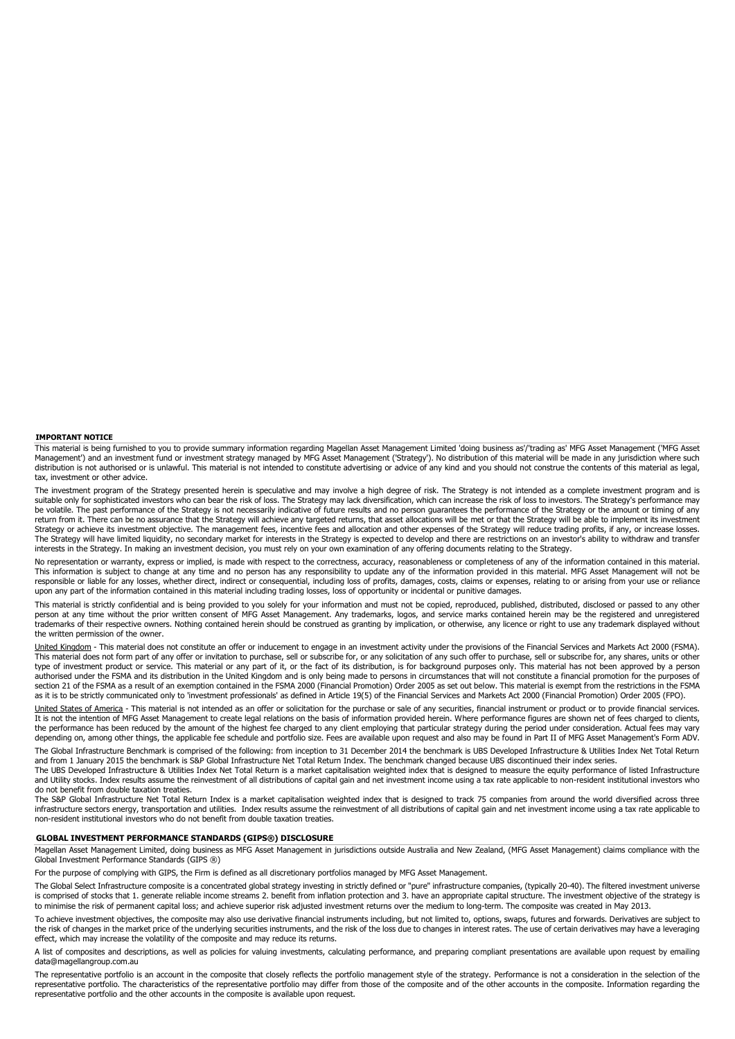## IMPORTANT NOTICE

This material is being furnished to you to provide summary information regarding Magellan Asset Management Limited 'doing business as'/'trading as' MFG Asset Management ('MFG Asset Management') and an investment fund or investment strategy managed by MFG Asset Management ('Strategy'). No distribution of this material will be made in any jurisdiction where such distribution is not authorised or is unlawful. This material is not intended to constitute advertising or advice of any kind and you should not construe the contents of this material as legal, tax, investment or other advice.

The investment program of the Strategy presented herein is speculative and may involve a high degree of risk. The Strategy is not intended as a complete investment program and is suitable only for sophisticated investors who can bear the risk of loss. The Strategy may lack diversification, which can increase the risk of loss to investors. The Strategy's performance may be volatile. The past performance of the Strategy is not necessarily indicative of future results and no person guarantees the performance of the Strategy or the amount or timing of any return from it. There can be no assurance that the Strategy will achieve any targeted returns, that asset allocations will be met or that the Strategy will be able to implement its investment Strategy or achieve its investment objective. The management fees, incentive fees and allocation and other expenses of the Strategy will reduce trading profits, if any, or increase losses. The Strategy will have limited liquidity, no secondary market for interests in the Strategy is expected to develop and there are restrictions on an investor's ability to withdraw and transfer interests in the Strategy. In making an investment decision, you must rely on your own examination of any offering documents relating to the Strategy.

No representation or warranty, express or implied, is made with respect to the correctness, accuracy, reasonableness or completeness of any of the information contained in this material. This information is subject to change at any time and no person has any responsibility to update any of the information provided in this material. MFG Asset Management will not be responsible or liable for any losses, whether direct, indirect or consequential, including loss of profits, damages, costs, claims or expenses, relating to or arising from your use or reliance upon any part of the information contained in this material including trading losses, loss of opportunity or incidental or punitive damages.

This material is strictly confidential and is being provided to you solely for your information and must not be copied, reproduced, published, distributed, disclosed or passed to any other person at any time without the prior written consent of MFG Asset Management. Any trademarks, logos, and service marks contained herein may be the registered and unregistered trademarks of their respective owners. Nothing contained herein should be construed as granting by implication, or otherwise, any licence or right to use any trademark displayed without the written permission of the owner.

United Kingdom - This material does not constitute an offer or inducement to engage in an investment activity under the provisions of the Financial Services and Markets Act 2000 (FSMA). This material does not form part of any offer or invitation to purchase, sell or subscribe for, or any solicitation of any such offer to purchase, sell or subscribe for, any shares, units or other type of investment product or service. This material or any part of it, or the fact of its distribution, is for background purposes only. This material has not been approved by a person authorised under the FSMA and its distribution in the United Kingdom and is only being made to persons in circumstances that will not constitute a financial promotion for the purposes of section 21 of the FSMA as a result of an exemption contained in the FSMA 2000 (Financial Promotion) Order 2005 as set out below. This material is exempt from the restrictions in the FSMA as it is to be strictly communicated only to 'investment professionals' as defined in Article 19(5) of the Financial Services and Markets Act 2000 (Financial Promotion) Order 2005 (FPO).

United States of America - This material is not intended as an offer or solicitation for the purchase or sale of any securities, financial instrument or product or to provide financial services. It is not the intention of MFG Asset Management to create legal relations on the basis of information provided herein. Where performance figures are shown net of fees charged to clients, the performance has been reduced by the amount of the highest fee charged to any client employing that particular strategy during the period under consideration. Actual fees may vary depending on, among other things, the applicable fee schedule and portfolio size. Fees are available upon request and also may be found in Part II of MFG Asset Management's Form ADV.

The Global Infrastructure Benchmark is comprised of the following: from inception to 31 December 2014 the benchmark is UBS Developed Infrastructure & Utilities Index Net Total Return and from 1 January 2015 the benchmark is S&P Global Infrastructure Net Total Return Index. The benchmark changed because UBS discontinued their index series.
The UBS Developed Infrastructure & Utilities Index Net Total Return is a market capitalisation weighted index that is designed to measure the equity performance of listed Infrastructure and Utility stocks. Index results assume the reinvestment of all distributions of capital gain and net investment income using a tax rate applicable to non-resident institutional investors who do not benefit from double taxation treaties.
The S&P Global Infrastructure Net Total Return Index is a market capitalisation weighted index that is designed to track 75 companies from around the world diversified across three infrastructure sectors energy, transportation and utilities. Index results assume the reinvestment of all distributions of capital gain and net investment income using a tax rate applicable to non-resident institutional investors who do not benefit from double taxation treaties.

## GLOBAL INVESTMENT PERFORMANCE STANDARDS (GIPS®) DISCLOSURE

Magellan Asset Management Limited, doing business as MFG Asset Management in jurisdictions outside Australia and New Zealand, (MFG Asset Management) claims compliance with the Global Investment Performance Standards (GIPS ®)

For the purpose of complying with GIPS, the Firm is defined as all discretionary portfolios managed by MFG Asset Management.

The Global Select Infrastructure composite is a concentrated global strategy investing in strictly defined or "pure" infrastructure companies, (typically 20-40). The filtered investment universe is comprised of stocks that 1. generate reliable income streams 2. benefit from inflation protection and 3. have an appropriate capital structure. The investment objective of the strategy is to minimise the risk of permanent capital loss; and achieve superior risk adjusted investment returns over the medium to long-term. The composite was created in May 2013.

To achieve investment objectives, the composite may also use derivative financial instruments including, but not limited to, options, swaps, futures and forwards. Derivatives are subject to the risk of changes in the market price of the underlying securities instruments, and the risk of the loss due to changes in interest rates. The use of certain derivatives may have a leveraging effect, which may increase the volatility of the composite and may reduce its returns.

A list of composites and descriptions, as well as policies for valuing investments, calculating performance, and preparing compliant presentations are available upon request by emailing data@magellangroup.com.au

The representative portfolio is an account in the composite that closely reflects the portfolio management style of the strategy. Performance is not a consideration in the selection of the representative portfolio. The characteristics of the representative portfolio may differ from those of the composite and of the other accounts in the composite. Information regarding the representative portfolio and the other accounts in the composite is available upon request.